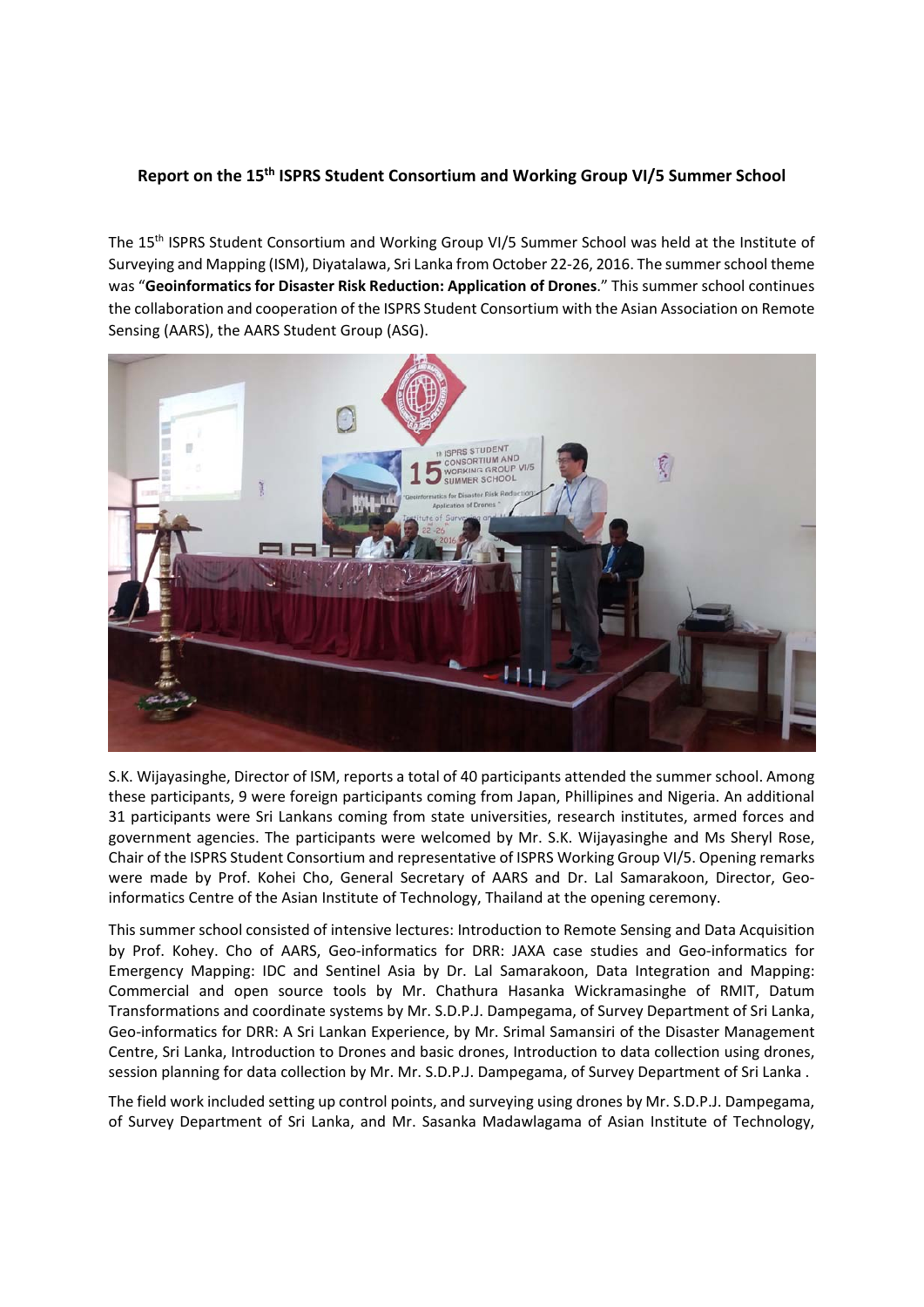**Report on the 15th ISPRS Student Consortium and Working Group VI/5 Summer School**

The 15th ISPRS Student Consortium and Working Group VI/5 Summer School was held at the Institute of Surveying and Mapping (ISM), Diyatalawa, Sri Lanka from October 22-26, 2016. The summer school theme was "**Geoinformatics for Disaster Risk Reduction: Application of Drones**." This summer school continues the collaboration and cooperation of the ISPRS Student Consortium with the Asian Association on Remote Sensing (AARS), the AARS Student Group (ASG).

S.K. Wijayasinghe, Director of ISM, reports a total of 40 participants attended the summer school. Among these participants, 9 were foreign participants coming from Japan, Phillipines and Nigeria. An additional 31 participants were Sri Lankans coming from state universities, research institutes, armed forces and government agencies. The participants were welcomed by Mr. S.K. Wijayasinghe and Ms Sheryl Rose, Chair of the ISPRS Student Consortium and representative of ISPRS Working Group VI/5. Opening remarks were made by Prof. Kohei Cho, General Secretary of AARS and Dr. Lal Samarakoon, Director, Geo-informatics Centre of the Asian Institute of Technology, Thailand at the opening ceremony.

This summer school consisted of intensive lectures: Introduction to Remote Sensing and Data Acquisition by Prof. Kohey. Cho of AARS, Geo-informatics for DRR: JAXA case studies and Geo-informatics for Emergency Mapping: IDC and Sentinel Asia by Dr. Lal Samarakoon, Data Integration and Mapping: Commercial and open source tools by Mr. Chathura Hasanka Wickramasinghe of RMIT, Datum Transformations and coordinate systems by Mr. S.D.P.J. Dampegama, of Survey Department of Sri Lanka, Geo-informatics for DRR: A Sri Lankan Experience, by Mr. Srimal Samansiri of the Disaster Management Centre, Sri Lanka, Introduction to Drones and basic drones, Introduction to data collection using drones, session planning for data collection by Mr. Mr. S.D.P.J. Dampegama, of Survey Department of Sri Lanka .

The field work included setting up control points, and surveying using drones by Mr. S.D.P.J. Dampegama, of Survey Department of Sri Lanka, and Mr. Sasanka Madawlagama of Asian Institute of Technology,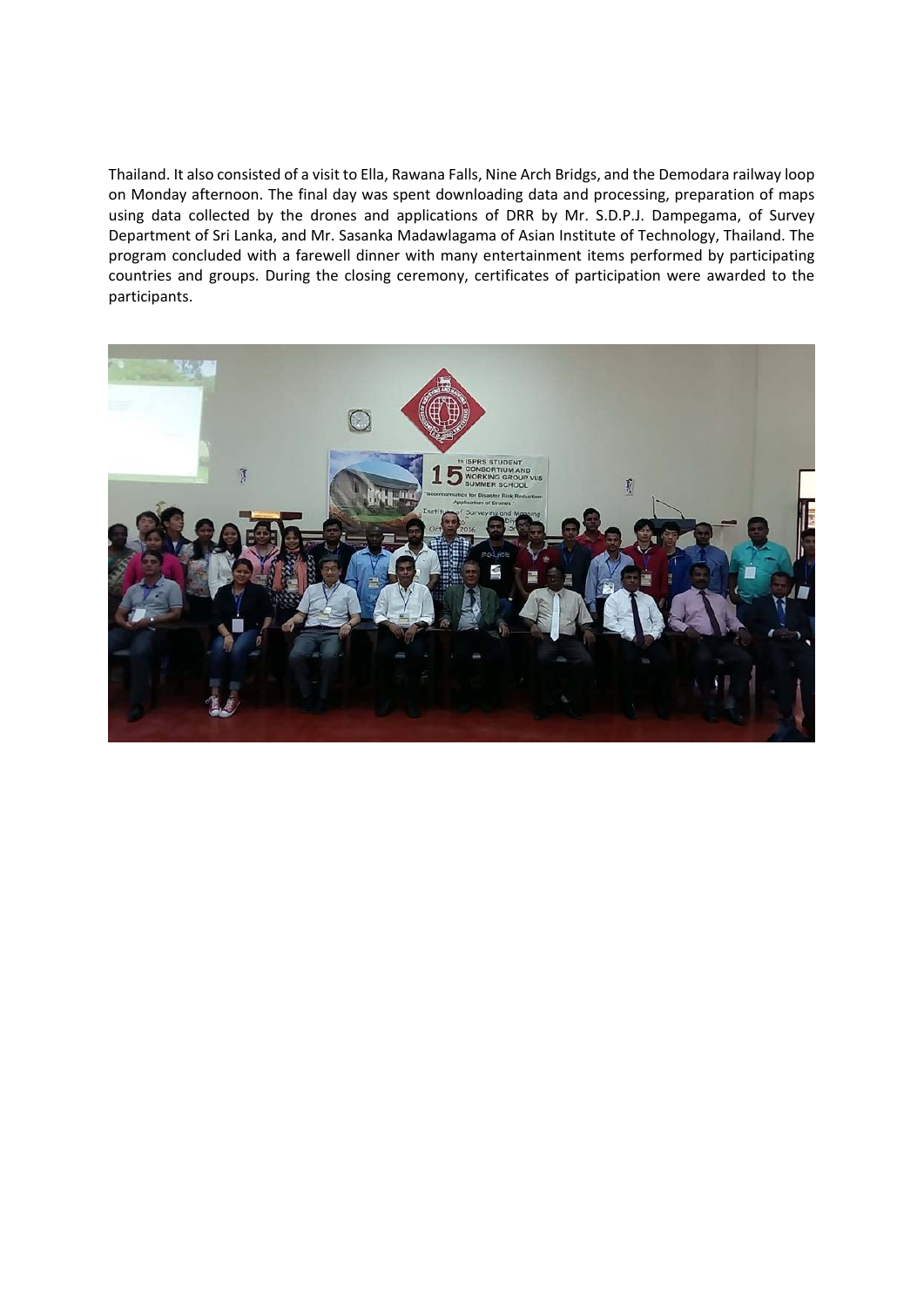Thailand. It also consisted of a visit to Ella, Rawana Falls, Nine Arch Bridgs, and the Demodara railway loop on Monday afternoon. The final day was spent downloading data and processing, preparation of maps using data collected by the drones and applications of DRR by Mr. S.D.P.J. Dampegama, of Survey Department of Sri Lanka, and Mr. Sasanka Madawlagama of Asian Institute of Technology, Thailand. The program concluded with a farewell dinner with many entertainment items performed by participating countries and groups. During the closing ceremony, certificates of participation were awarded to the participants.